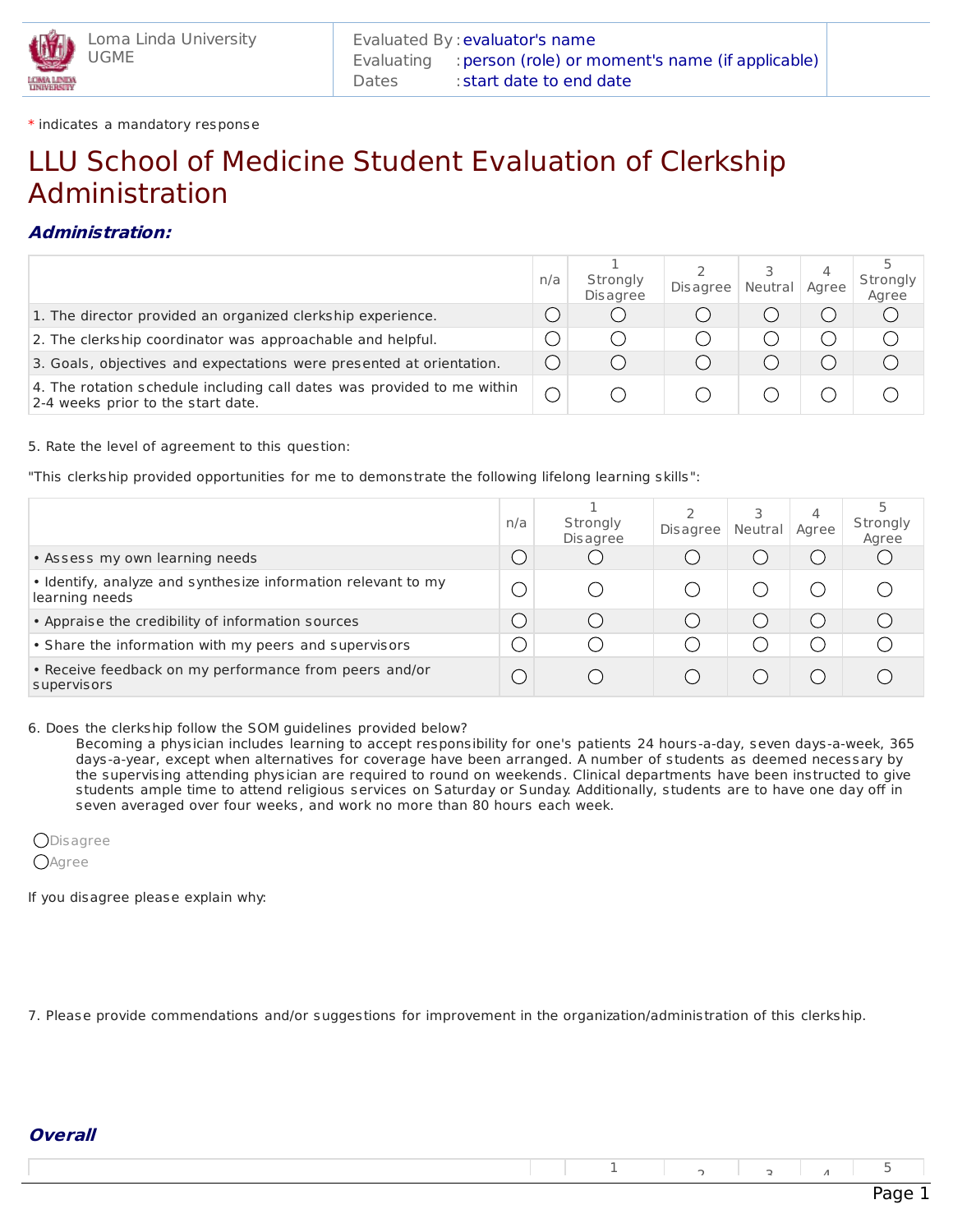Loma Linda University
UGME

Evaluated By : evaluator's name
Evaluating : person (role) or moment's name (if applicable)
Dates : start date to end date

\* indicates a mandatory response

# LLU School of Medicine Student Evaluation of Clerkship Administration

## *Administration:*

| | n/a | 1 Strongly Disagree | 2 Disagree | 3 Neutral | 4 Agree | 5 Strongly Agree |
|---|---|---|---|---|---|---|
| 1. The director provided an organized clerkship experience. | ○ | ○ | ○ | ○ | ○ | ○ |
| 2. The clerkship coordinator was approachable and helpful. | ○ | ○ | ○ | ○ | ○ | ○ |
| 3. Goals, objectives and expectations were presented at orientation. | ○ | ○ | ○ | ○ | ○ | ○ |
| 4. The rotation schedule including call dates was provided to me within 2-4 weeks prior to the start date. | ○ | ○ | ○ | ○ | ○ | ○ |

5. Rate the level of agreement to this question:

"This clerkship provided opportunities for me to demonstrate the following lifelong learning skills":

| | n/a | 1 Strongly Disagree | 2 Disagree | 3 Neutral | 4 Agree | 5 Strongly Agree |
|---|---|---|---|---|---|---|
| • Assess my own learning needs | ○ | ○ | ○ | ○ | ○ | ○ |
| • Identify, analyze and synthesize information relevant to my learning needs | ○ | ○ | ○ | ○ | ○ | ○ |
| • Appraise the credibility of information sources | ○ | ○ | ○ | ○ | ○ | ○ |
| • Share the information with my peers and supervisors | ○ | ○ | ○ | ○ | ○ | ○ |
| • Receive feedback on my performance from peers and/or supervisors | ○ | ○ | ○ | ○ | ○ | ○ |

6. Does the clerkship follow the SOM guidelines provided below?

Becoming a physician includes learning to accept responsibility for one's patients 24 hours-a-day, seven days-a-week, 365 days-a-year, except when alternatives for coverage have been arranged. A number of students as deemed necessary by the supervising attending physician are required to round on weekends. Clinical departments have been instructed to give students ample time to attend religious services on Saturday or Sunday. Additionally, students are to have one day off in seven averaged over four weeks, and work no more than 80 hours each week.

○ Disagree
○ Agree

If you disagree please explain why:

7. Please provide commendations and/or suggestions for improvement in the organization/administration of this clerkship.

## *Overall*

| | | 1 | 2 | 3 | 4 | 5 |
|---|---|---|---|---|---|---|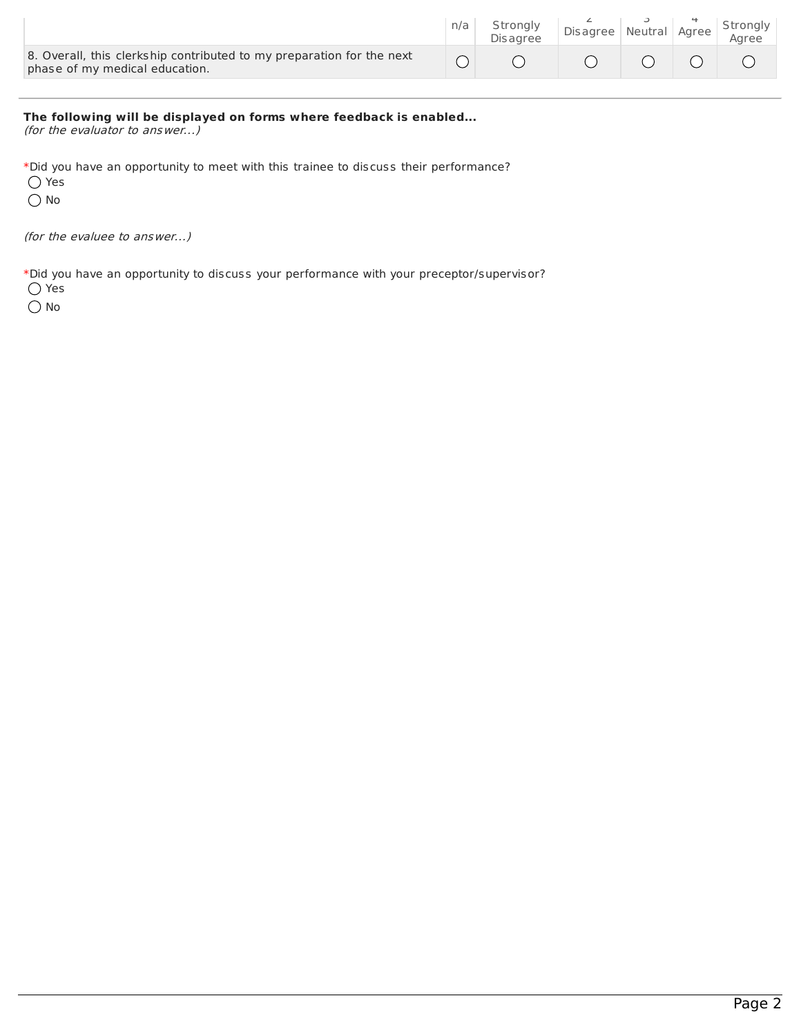| | n/a | Strongly Disagree | 2 Disagree | 3 Neutral | 4 Agree | Strongly Agree |
|---|---|---|---|---|---|---|
| 8. Overall, this clerkship contributed to my preparation for the next phase of my medical education. | ◯ | ◯ | ◯ | ◯ | ◯ | ◯ |

---

**The following will be displayed on forms where feedback is enabled...**
*(for the evaluator to answer...)*

*Did you have an opportunity to meet with this trainee to discuss their performance?
◯ Yes
◯ No

*(for the evaluee to answer...)*

*Did you have an opportunity to discuss your performance with your preceptor/supervisor?
◯ Yes
◯ No